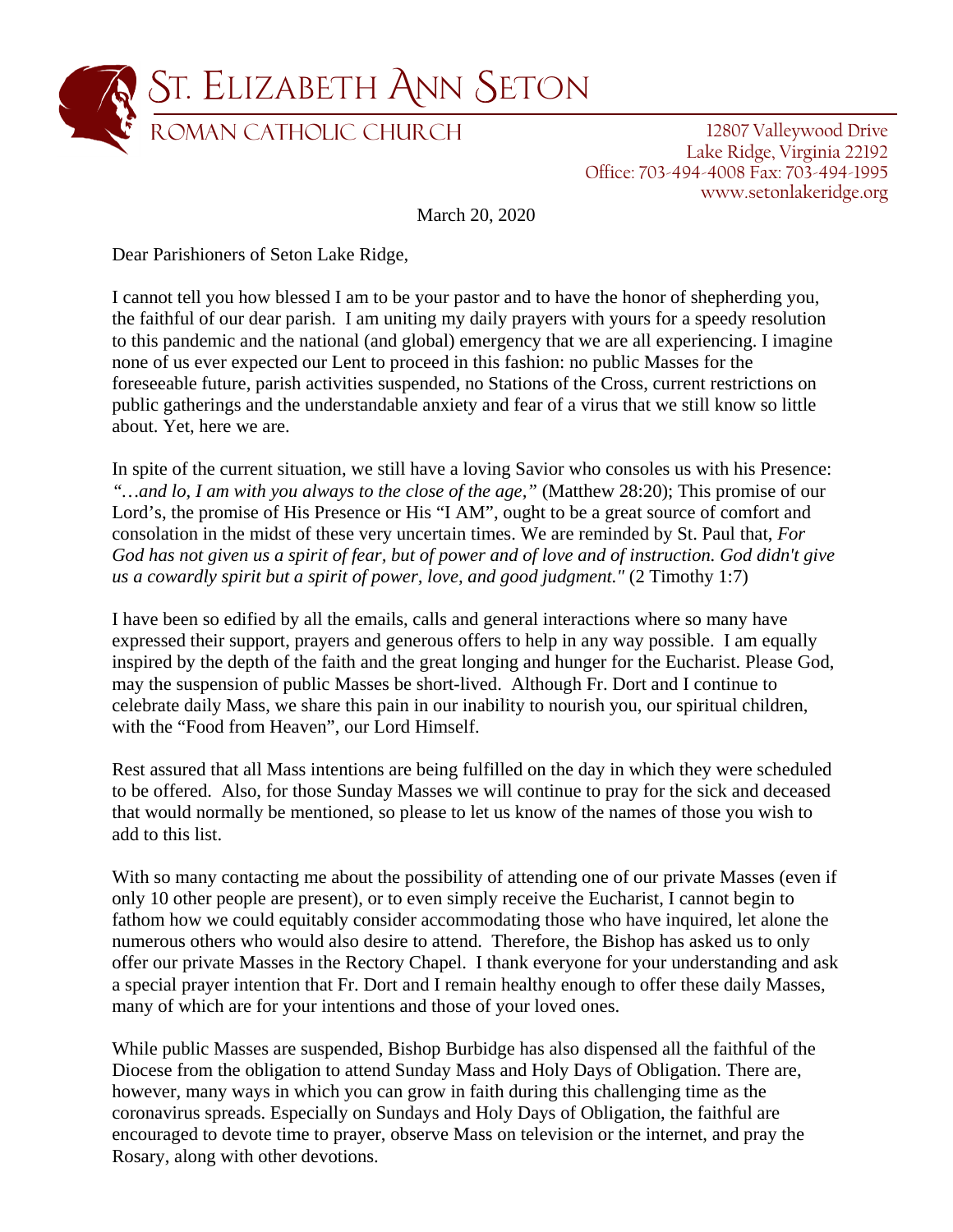# St. Elizabeth Ann Seton

ROMAN CATHOLIC CHURCH

12807 Valleywood Drive
Lake Ridge, Virginia 22192
Office: 703-494-4008 Fax: 703-494-1995
www.setonlakeridge.org

March 20, 2020

Dear Parishioners of Seton Lake Ridge,

I cannot tell you how blessed I am to be your pastor and to have the honor of shepherding you, the faithful of our dear parish. I am uniting my daily prayers with yours for a speedy resolution to this pandemic and the national (and global) emergency that we are all experiencing. I imagine none of us ever expected our Lent to proceed in this fashion: no public Masses for the foreseeable future, parish activities suspended, no Stations of the Cross, current restrictions on public gatherings and the understandable anxiety and fear of a virus that we still know so little about. Yet, here we are.

In spite of the current situation, we still have a loving Savior who consoles us with his Presence: *"…and lo, I am with you always to the close of the age,"* (Matthew 28:20); This promise of our Lord's, the promise of His Presence or His "I AM", ought to be a great source of comfort and consolation in the midst of these very uncertain times. We are reminded by St. Paul that, *For God has not given us a spirit of fear, but of power and of love and of instruction. God didn't give us a cowardly spirit but a spirit of power, love, and good judgment."* (2 Timothy 1:7)

I have been so edified by all the emails, calls and general interactions where so many have expressed their support, prayers and generous offers to help in any way possible. I am equally inspired by the depth of the faith and the great longing and hunger for the Eucharist. Please God, may the suspension of public Masses be short-lived. Although Fr. Dort and I continue to celebrate daily Mass, we share this pain in our inability to nourish you, our spiritual children, with the "Food from Heaven", our Lord Himself.

Rest assured that all Mass intentions are being fulfilled on the day in which they were scheduled to be offered. Also, for those Sunday Masses we will continue to pray for the sick and deceased that would normally be mentioned, so please to let us know of the names of those you wish to add to this list.

With so many contacting me about the possibility of attending one of our private Masses (even if only 10 other people are present), or to even simply receive the Eucharist, I cannot begin to fathom how we could equitably consider accommodating those who have inquired, let alone the numerous others who would also desire to attend. Therefore, the Bishop has asked us to only offer our private Masses in the Rectory Chapel. I thank everyone for your understanding and ask a special prayer intention that Fr. Dort and I remain healthy enough to offer these daily Masses, many of which are for your intentions and those of your loved ones.

While public Masses are suspended, Bishop Burbidge has also dispensed all the faithful of the Diocese from the obligation to attend Sunday Mass and Holy Days of Obligation. There are, however, many ways in which you can grow in faith during this challenging time as the coronavirus spreads. Especially on Sundays and Holy Days of Obligation, the faithful are encouraged to devote time to prayer, observe Mass on television or the internet, and pray the Rosary, along with other devotions.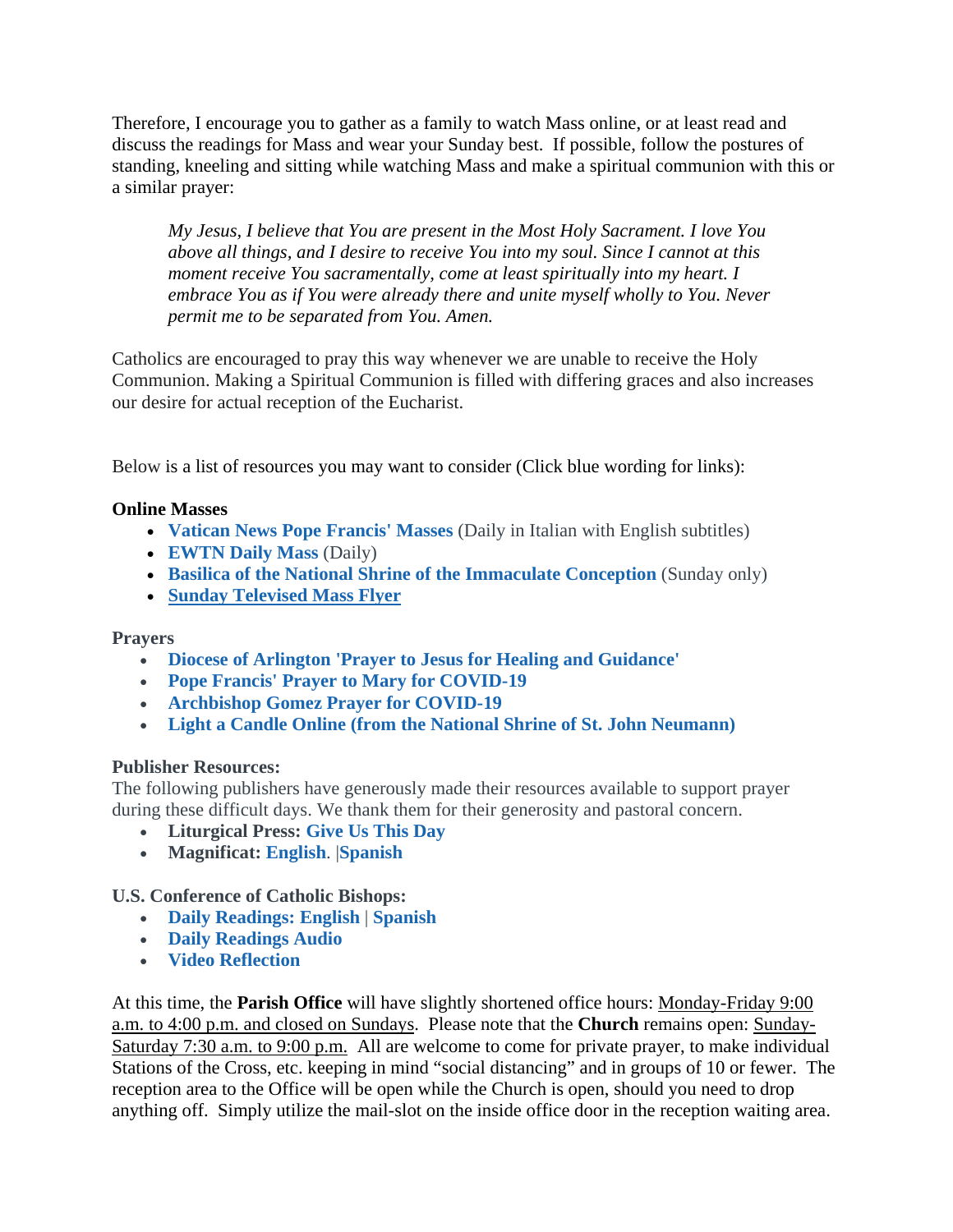Therefore, I encourage you to gather as a family to watch Mass online, or at least read and discuss the readings for Mass and wear your Sunday best. If possible, follow the postures of standing, kneeling and sitting while watching Mass and make a spiritual communion with this or a similar prayer:

> *My Jesus, I believe that You are present in the Most Holy Sacrament. I love You above all things, and I desire to receive You into my soul. Since I cannot at this moment receive You sacramentally, come at least spiritually into my heart. I embrace You as if You were already there and unite myself wholly to You. Never permit me to be separated from You. Amen.*

Catholics are encouraged to pray this way whenever we are unable to receive the Holy Communion. Making a Spiritual Communion is filled with differing graces and also increases our desire for actual reception of the Eucharist.

Below is a list of resources you may want to consider (Click blue wording for links):

**Online Masses**

- **Vatican News Pope Francis' Masses** (Daily in Italian with English subtitles)
- **EWTN Daily Mass** (Daily)
- **Basilica of the National Shrine of the Immaculate Conception** (Sunday only)
- **Sunday Televised Mass Flyer**

**Prayers**

- **Diocese of Arlington 'Prayer to Jesus for Healing and Guidance'**
- **Pope Francis' Prayer to Mary for COVID-19**
- **Archbishop Gomez Prayer for COVID-19**
- **Light a Candle Online (from the National Shrine of St. John Neumann)**

**Publisher Resources:**

The following publishers have generously made their resources available to support prayer during these difficult days. We thank them for their generosity and pastoral concern.

- **Liturgical Press: Give Us This Day**
- **Magnificat: English**. |**Spanish**

**U.S. Conference of Catholic Bishops:**

- **Daily Readings: English** | **Spanish**
- **Daily Readings Audio**
- **Video Reflection**

At this time, the **Parish Office** will have slightly shortened office hours: Monday-Friday 9:00 a.m. to 4:00 p.m. and closed on Sundays. Please note that the **Church** remains open: Sunday-Saturday 7:30 a.m. to 9:00 p.m. All are welcome to come for private prayer, to make individual Stations of the Cross, etc. keeping in mind "social distancing" and in groups of 10 or fewer. The reception area to the Office will be open while the Church is open, should you need to drop anything off. Simply utilize the mail-slot on the inside office door in the reception waiting area.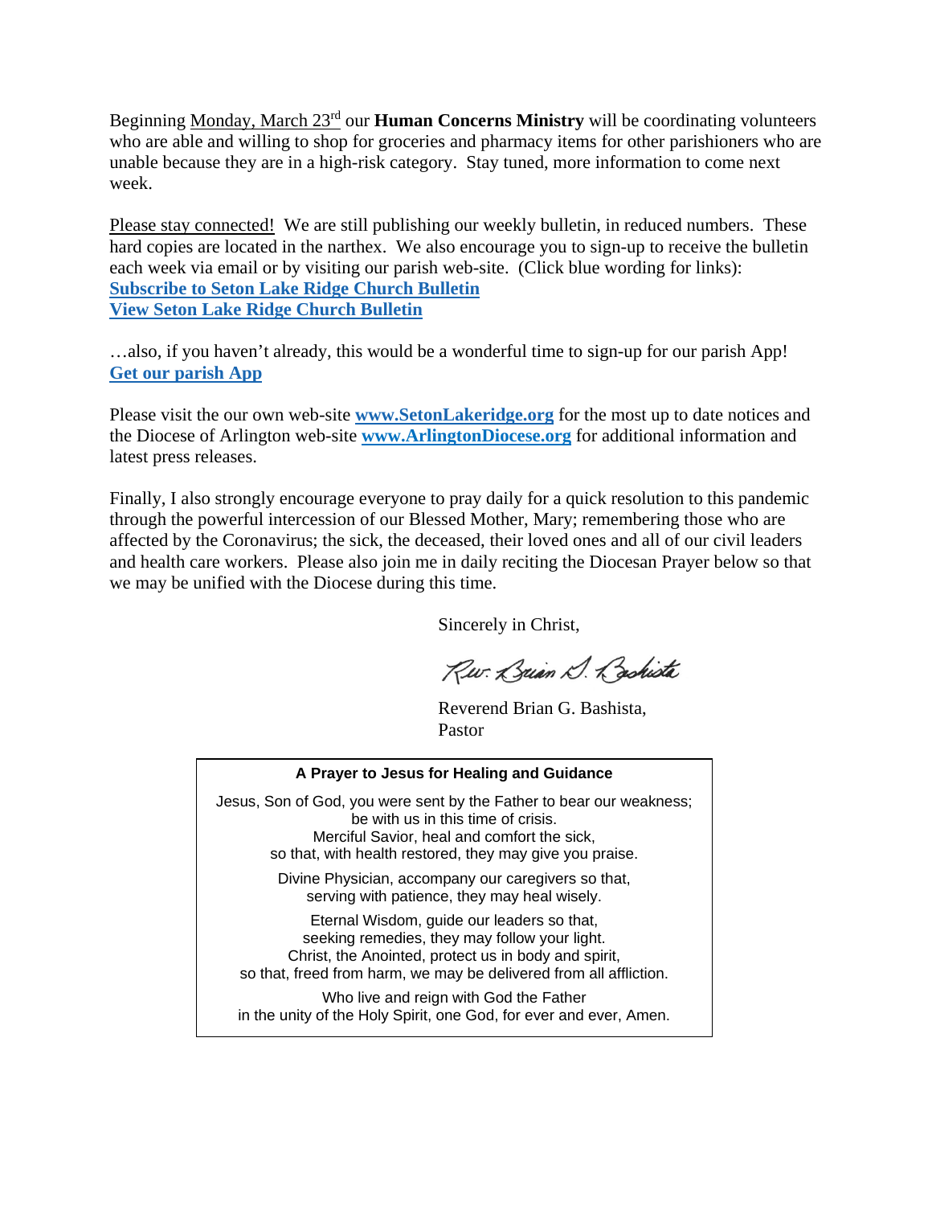Beginning Monday, March 23rd our **Human Concerns Ministry** will be coordinating volunteers who are able and willing to shop for groceries and pharmacy items for other parishioners who are unable because they are in a high-risk category. Stay tuned, more information to come next week.

Please stay connected! We are still publishing our weekly bulletin, in reduced numbers. These hard copies are located in the narthex. We also encourage you to sign-up to receive the bulletin each week via email or by visiting our parish web-site. (Click blue wording for links):
**Subscribe to Seton Lake Ridge Church Bulletin**
**View Seton Lake Ridge Church Bulletin**

…also, if you haven't already, this would be a wonderful time to sign-up for our parish App!
**Get our parish App**

Please visit the our own web-site **www.SetonLakeridge.org** for the most up to date notices and the Diocese of Arlington web-site **www.ArlingtonDiocese.org** for additional information and latest press releases.

Finally, I also strongly encourage everyone to pray daily for a quick resolution to this pandemic through the powerful intercession of our Blessed Mother, Mary; remembering those who are affected by the Coronavirus; the sick, the deceased, their loved ones and all of our civil leaders and health care workers. Please also join me in daily reciting the Diocesan Prayer below so that we may be unified with the Diocese during this time.

Sincerely in Christ,

Rev. Brian G. Bashista

Reverend Brian G. Bashista,
Pastor

**A Prayer to Jesus for Healing and Guidance**

Jesus, Son of God, you were sent by the Father to bear our weakness;
be with us in this time of crisis.
Merciful Savior, heal and comfort the sick,
so that, with health restored, they may give you praise.

Divine Physician, accompany our caregivers so that,
serving with patience, they may heal wisely.

Eternal Wisdom, guide our leaders so that,
seeking remedies, they may follow your light.
Christ, the Anointed, protect us in body and spirit,
so that, freed from harm, we may be delivered from all affliction.

Who live and reign with God the Father
in the unity of the Holy Spirit, one God, for ever and ever, Amen.